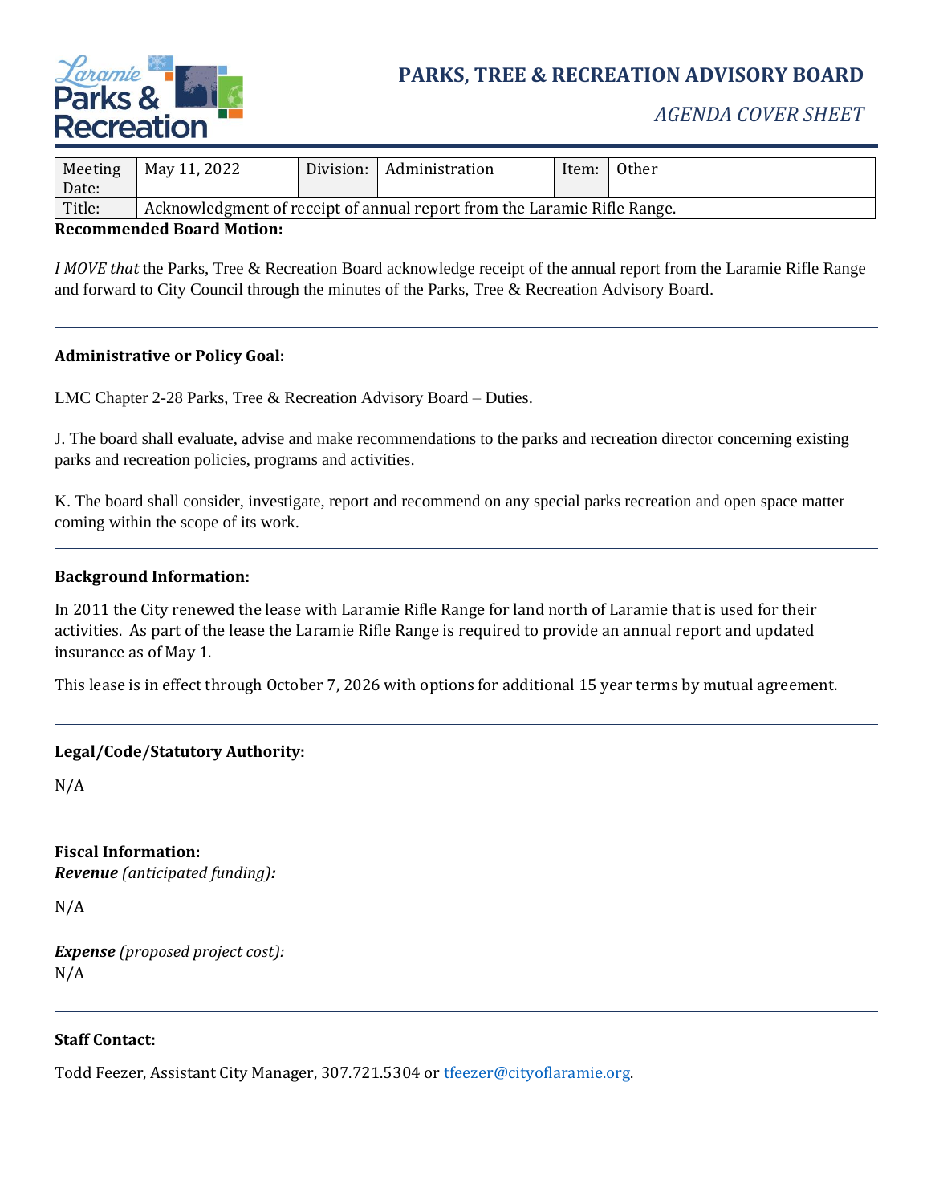# PARKS, TREE & RECREATION ADVISORY BOARD

*AGENDA COVER SHEET*

| Meeting Date: | May 11, 2022 | Division: | Administration | Item: | Other |
|---|---|---|---|---|---|
| Title: | Acknowledgment of receipt of annual report from the Laramie Rifle Range. | | | | |

**Recommended Board Motion:**

*I MOVE that* the Parks, Tree & Recreation Board acknowledge receipt of the annual report from the Laramie Rifle Range and forward to City Council through the minutes of the Parks, Tree & Recreation Advisory Board.

---

**Administrative or Policy Goal:**

LMC Chapter 2-28 Parks, Tree & Recreation Advisory Board – Duties.

J. The board shall evaluate, advise and make recommendations to the parks and recreation director concerning existing parks and recreation policies, programs and activities.

K. The board shall consider, investigate, report and recommend on any special parks recreation and open space matter coming within the scope of its work.

---

**Background Information:**

In 2011 the City renewed the lease with Laramie Rifle Range for land north of Laramie that is used for their activities. As part of the lease the Laramie Rifle Range is required to provide an annual report and updated insurance as of May 1.

This lease is in effect through October 7, 2026 with options for additional 15 year terms by mutual agreement.

---

**Legal/Code/Statutory Authority:**

N/A

---

**Fiscal Information:**

***Revenue** (anticipated funding):*

N/A

***Expense** (proposed project cost):*

N/A

---

**Staff Contact:**

Todd Feezer, Assistant City Manager, 307.721.5304 or tfeezer@cityoflaramie.org.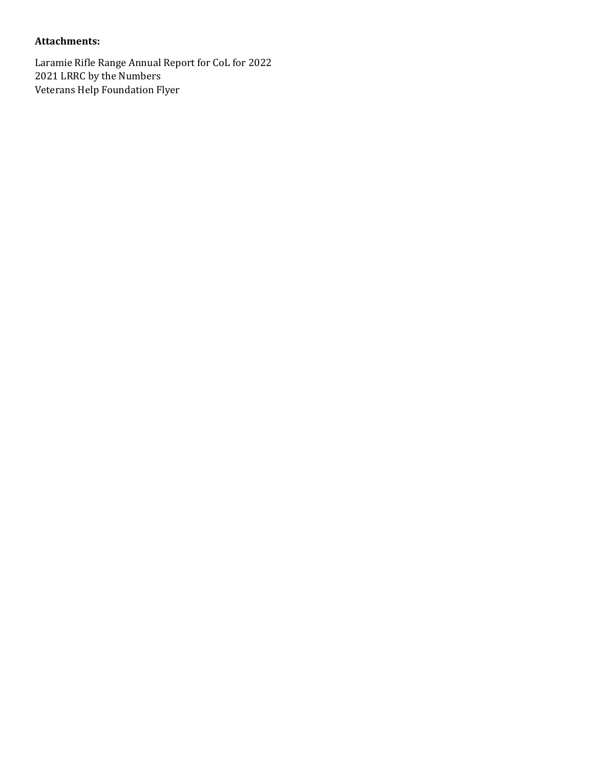**Attachments:**

Laramie Rifle Range Annual Report for CoL for 2022
2021 LRRC by the Numbers
Veterans Help Foundation Flyer